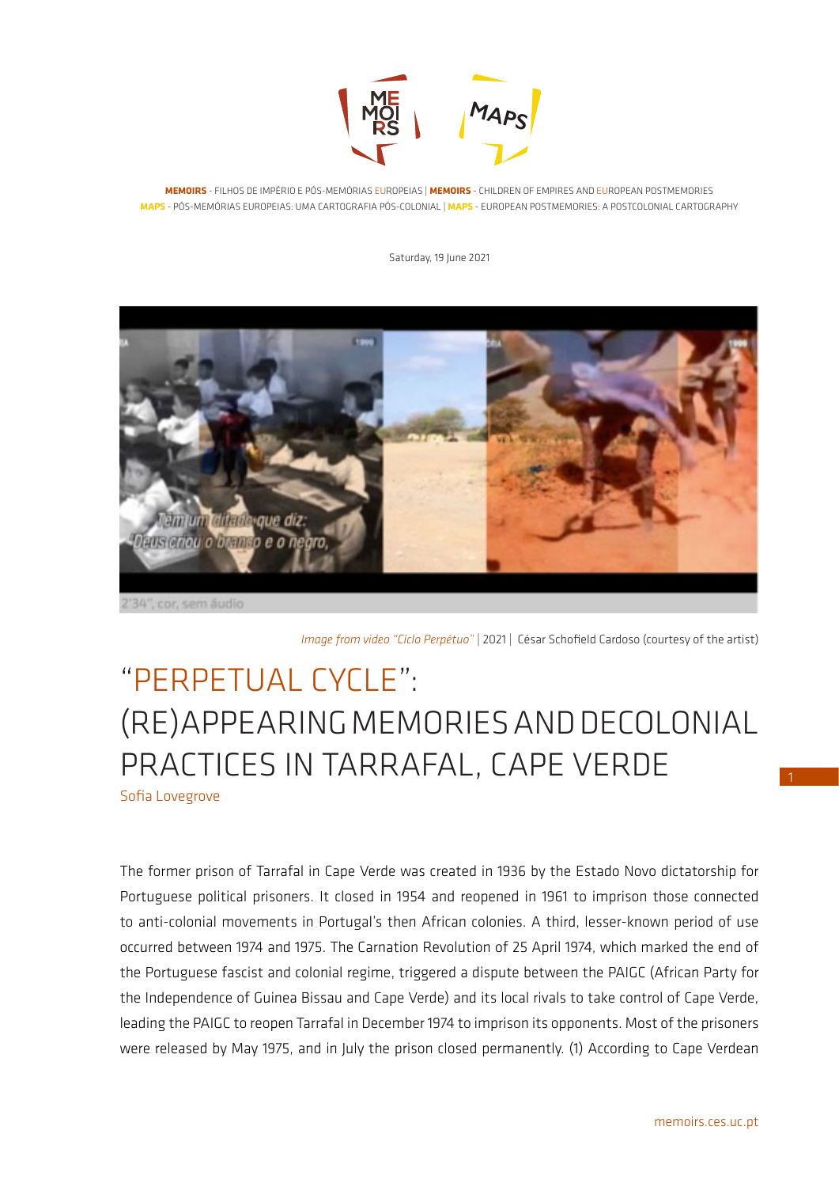**MEMOIRS** - FILHOS DE IMPÉRIO E PÓS-MEMÓRIAS EUROPEIAS | **MEMOIRS** - CHILDREN OF EMPIRES AND EUROPEAN POSTMEMORIES
**MAPS** - PÓS-MEMÓRIAS EUROPEIAS: UMA CARTOGRAFIA PÓS-COLONIAL | **MAPS** - EUROPEAN POSTMEMORIES: A POSTCOLONIAL CARTOGRAPHY

Saturday, 19 June 2021

*Image from video "Ciclo Perpétuo"* | 2021 | César Schofield Cardoso (courtesy of the artist)

# "PERPETUAL CYCLE": (RE)APPEARING MEMORIES AND DECOLONIAL PRACTICES IN TARRAFAL, CAPE VERDE

Sofia Lovegrove

The former prison of Tarrafal in Cape Verde was created in 1936 by the Estado Novo dictatorship for Portuguese political prisoners. It closed in 1954 and reopened in 1961 to imprison those connected to anti-colonial movements in Portugal's then African colonies. A third, lesser-known period of use occurred between 1974 and 1975. The Carnation Revolution of 25 April 1974, which marked the end of the Portuguese fascist and colonial regime, triggered a dispute between the PAIGC (African Party for the Independence of Guinea Bissau and Cape Verde) and its local rivals to take control of Cape Verde, leading the PAIGC to reopen Tarrafal in December 1974 to imprison its opponents. Most of the prisoners were released by May 1975, and in July the prison closed permanently. (1) According to Cape Verdean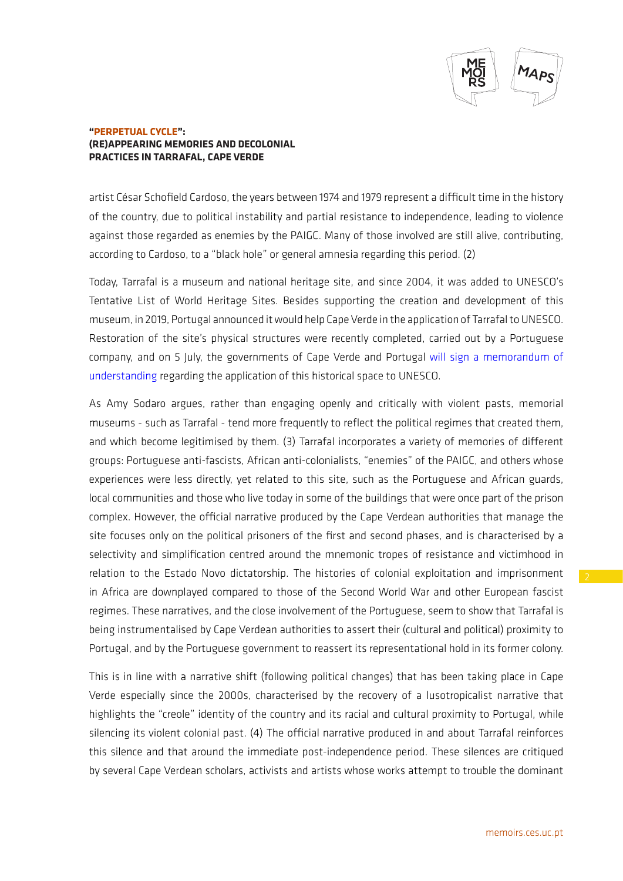artist César Schofield Cardoso, the years between 1974 and 1979 represent a difficult time in the history of the country, due to political instability and partial resistance to independence, leading to violence against those regarded as enemies by the PAIGC. Many of those involved are still alive, contributing, according to Cardoso, to a "black hole" or general amnesia regarding this period. (2)

Today, Tarrafal is a museum and national heritage site, and since 2004, it was added to UNESCO's Tentative List of World Heritage Sites. Besides supporting the creation and development of this museum, in 2019, Portugal announced it would help Cape Verde in the application of Tarrafal to UNESCO. Restoration of the site's physical structures were recently completed, carried out by a Portuguese company, and on 5 July, the governments of Cape Verde and Portugal will sign a memorandum of understanding regarding the application of this historical space to UNESCO.

As Amy Sodaro argues, rather than engaging openly and critically with violent pasts, memorial museums - such as Tarrafal - tend more frequently to reflect the political regimes that created them, and which become legitimised by them. (3) Tarrafal incorporates a variety of memories of different groups: Portuguese anti-fascists, African anti-colonialists, "enemies" of the PAIGC, and others whose experiences were less directly, yet related to this site, such as the Portuguese and African guards, local communities and those who live today in some of the buildings that were once part of the prison complex. However, the official narrative produced by the Cape Verdean authorities that manage the site focuses only on the political prisoners of the first and second phases, and is characterised by a selectivity and simplification centred around the mnemonic tropes of resistance and victimhood in relation to the Estado Novo dictatorship. The histories of colonial exploitation and imprisonment in Africa are downplayed compared to those of the Second World War and other European fascist regimes. These narratives, and the close involvement of the Portuguese, seem to show that Tarrafal is being instrumentalised by Cape Verdean authorities to assert their (cultural and political) proximity to Portugal, and by the Portuguese government to reassert its representational hold in its former colony.

This is in line with a narrative shift (following political changes) that has been taking place in Cape Verde especially since the 2000s, characterised by the recovery of a lusotropicalist narrative that highlights the "creole" identity of the country and its racial and cultural proximity to Portugal, while silencing its violent colonial past. (4) The official narrative produced in and about Tarrafal reinforces this silence and that around the immediate post-independence period. These silences are critiqued by several Cape Verdean scholars, activists and artists whose works attempt to trouble the dominant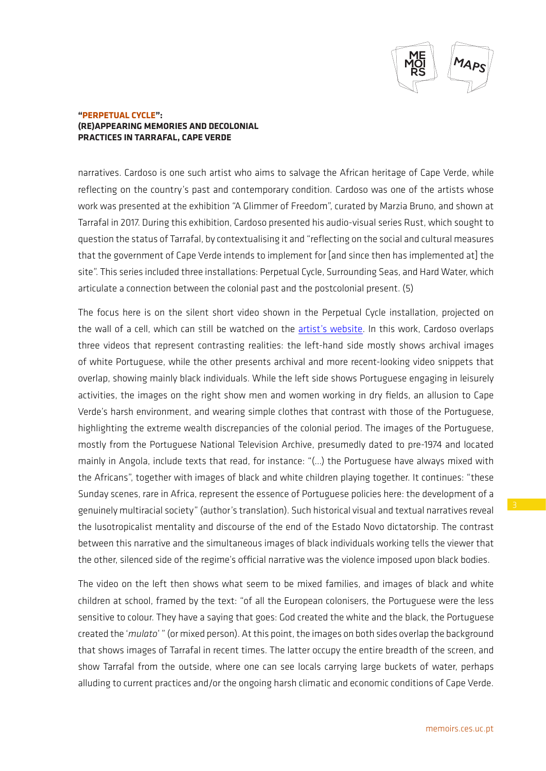narratives. Cardoso is one such artist who aims to salvage the African heritage of Cape Verde, while reflecting on the country's past and contemporary condition. Cardoso was one of the artists whose work was presented at the exhibition "A Glimmer of Freedom", curated by Marzia Bruno, and shown at Tarrafal in 2017. During this exhibition, Cardoso presented his audio-visual series Rust, which sought to question the status of Tarrafal, by contextualising it and "reflecting on the social and cultural measures that the government of Cape Verde intends to implement for [and since then has implemented at] the site". This series included three installations: Perpetual Cycle, Surrounding Seas, and Hard Water, which articulate a connection between the colonial past and the postcolonial present. (5)

The focus here is on the silent short video shown in the Perpetual Cycle installation, projected on the wall of a cell, which can still be watched on the [artist's website](). In this work, Cardoso overlaps three videos that represent contrasting realities: the left-hand side mostly shows archival images of white Portuguese, while the other presents archival and more recent-looking video snippets that overlap, showing mainly black individuals. While the left side shows Portuguese engaging in leisurely activities, the images on the right show men and women working in dry fields, an allusion to Cape Verde's harsh environment, and wearing simple clothes that contrast with those of the Portuguese, highlighting the extreme wealth discrepancies of the colonial period. The images of the Portuguese, mostly from the Portuguese National Television Archive, presumedly dated to pre-1974 and located mainly in Angola, include texts that read, for instance: "(…) the Portuguese have always mixed with the Africans", together with images of black and white children playing together. It continues: "these Sunday scenes, rare in Africa, represent the essence of Portuguese policies here: the development of a genuinely multiracial society" (author's translation). Such historical visual and textual narratives reveal the lusotropicalist mentality and discourse of the end of the Estado Novo dictatorship. The contrast between this narrative and the simultaneous images of black individuals working tells the viewer that the other, silenced side of the regime's official narrative was the violence imposed upon black bodies.

The video on the left then shows what seem to be mixed families, and images of black and white children at school, framed by the text: "of all the European colonisers, the Portuguese were the less sensitive to colour. They have a saying that goes: God created the white and the black, the Portuguese created the '*mulato*' " (or mixed person). At this point, the images on both sides overlap the background that shows images of Tarrafal in recent times. The latter occupy the entire breadth of the screen, and show Tarrafal from the outside, where one can see locals carrying large buckets of water, perhaps alluding to current practices and/or the ongoing harsh climatic and economic conditions of Cape Verde.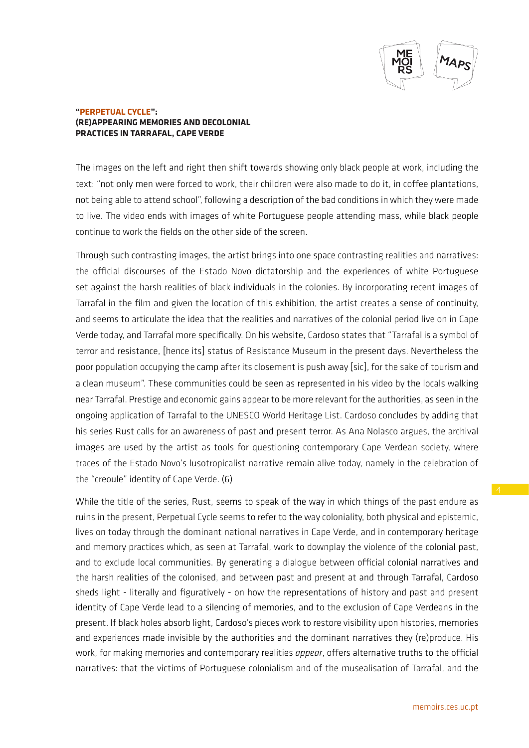The images on the left and right then shift towards showing only black people at work, including the text: "not only men were forced to work, their children were also made to do it, in coffee plantations, not being able to attend school", following a description of the bad conditions in which they were made to live. The video ends with images of white Portuguese people attending mass, while black people continue to work the fields on the other side of the screen.

Through such contrasting images, the artist brings into one space contrasting realities and narratives: the official discourses of the Estado Novo dictatorship and the experiences of white Portuguese set against the harsh realities of black individuals in the colonies. By incorporating recent images of Tarrafal in the film and given the location of this exhibition, the artist creates a sense of continuity, and seems to articulate the idea that the realities and narratives of the colonial period live on in Cape Verde today, and Tarrafal more specifically. On his website, Cardoso states that "Tarrafal is a symbol of terror and resistance, [hence its] status of Resistance Museum in the present days. Nevertheless the poor population occupying the camp after its closement is push away [sic], for the sake of tourism and a clean museum". These communities could be seen as represented in his video by the locals walking near Tarrafal. Prestige and economic gains appear to be more relevant for the authorities, as seen in the ongoing application of Tarrafal to the UNESCO World Heritage List. Cardoso concludes by adding that his series Rust calls for an awareness of past and present terror. As Ana Nolasco argues, the archival images are used by the artist as tools for questioning contemporary Cape Verdean society, where traces of the Estado Novo's lusotropicalist narrative remain alive today, namely in the celebration of the "creoule" identity of Cape Verde. (6)

While the title of the series, Rust, seems to speak of the way in which things of the past endure as ruins in the present, Perpetual Cycle seems to refer to the way coloniality, both physical and epistemic, lives on today through the dominant national narratives in Cape Verde, and in contemporary heritage and memory practices which, as seen at Tarrafal, work to downplay the violence of the colonial past, and to exclude local communities. By generating a dialogue between official colonial narratives and the harsh realities of the colonised, and between past and present at and through Tarrafal, Cardoso sheds light - literally and figuratively - on how the representations of history and past and present identity of Cape Verde lead to a silencing of memories, and to the exclusion of Cape Verdeans in the present. If black holes absorb light, Cardoso's pieces work to restore visibility upon histories, memories and experiences made invisible by the authorities and the dominant narratives they (re)produce. His work, for making memories and contemporary realities *appear*, offers alternative truths to the official narratives: that the victims of Portuguese colonialism and of the musealisation of Tarrafal, and the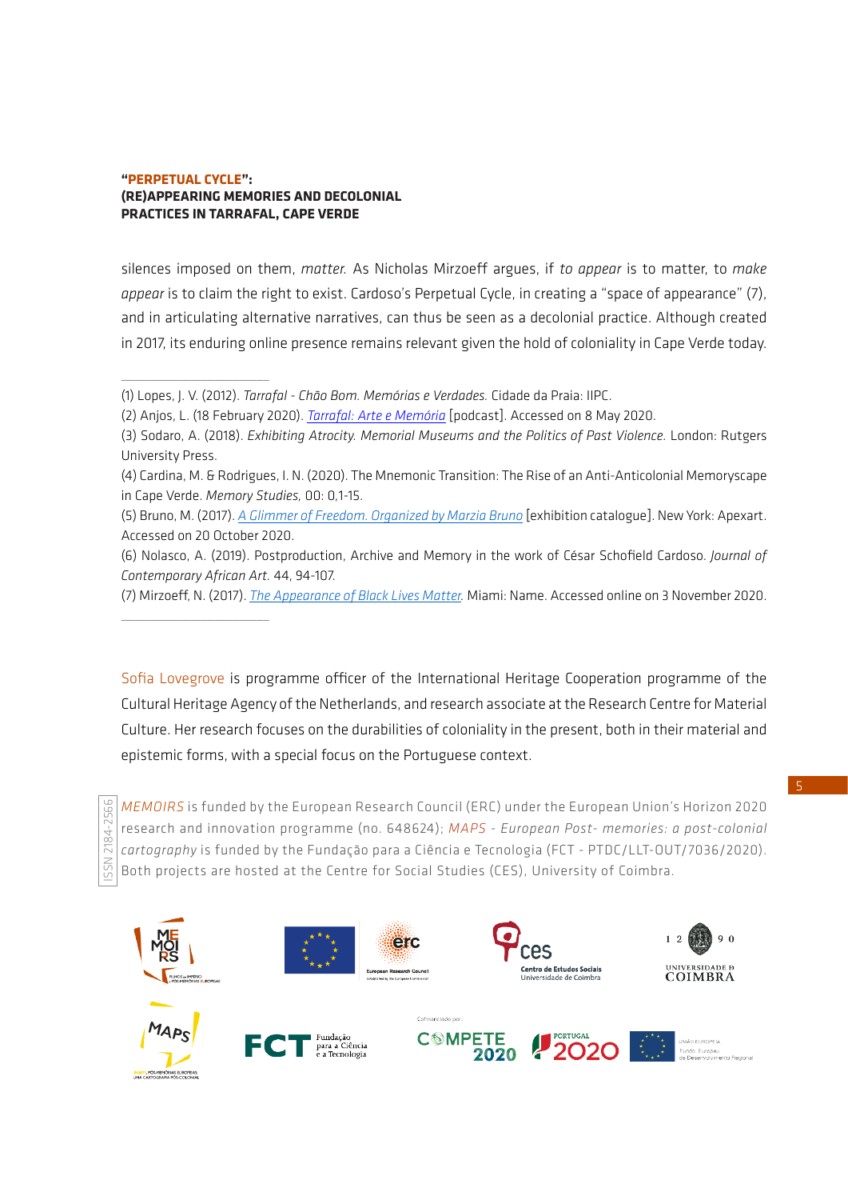silences imposed on them, *matter*. As Nicholas Mirzoeff argues, if *to appear* is to matter, to *make appear* is to claim the right to exist. Cardoso's Perpetual Cycle, in creating a "space of appearance" (7), and in articulating alternative narratives, can thus be seen as a decolonial practice. Although created in 2017, its enduring online presence remains relevant given the hold of coloniality in Cape Verde today.

---

(1) Lopes, J. V. (2012). *Tarrafal - Chão Bom. Memórias e Verdades.* Cidade da Praia: IIPC.

(2) Anjos, L. (18 February 2020). *Tarrafal: Arte e Memória* [podcast]. Accessed on 8 May 2020.

(3) Sodaro, A. (2018). *Exhibiting Atrocity. Memorial Museums and the Politics of Past Violence.* London: Rutgers University Press.

(4) Cardina, M. & Rodrigues, I. N. (2020). The Mnemonic Transition: The Rise of an Anti-Anticolonial Memoryscape in Cape Verde. *Memory Studies,* 00: 0,1-15.

(5) Bruno, M. (2017). *A Glimmer of Freedom. Organized by Marzia Bruno* [exhibition catalogue]. New York: Apexart. Accessed on 20 October 2020.

(6) Nolasco, A. (2019). Postproduction, Archive and Memory in the work of César Schofield Cardoso. *Journal of Contemporary African Art.* 44, 94-107.

(7) Mirzoeff, N. (2017). *The Appearance of Black Lives Matter.* Miami: Name. Accessed online on 3 November 2020.

---

Sofia Lovegrove is programme officer of the International Heritage Cooperation programme of the Cultural Heritage Agency of the Netherlands, and research associate at the Research Centre for Material Culture. Her research focuses on the durabilities of coloniality in the present, both in their material and epistemic forms, with a special focus on the Portuguese context.

ISSN 2184-2566

*MEMOIRS* is funded by the European Research Council (ERC) under the European Union's Horizon 2020 research and innovation programme (no. 648624); *MAPS - European Post- memories: a post-colonial cartography* is funded by the Fundação para a Ciência e Tecnologia (FCT - PTDC/LLT-OUT/7036/2020). Both projects are hosted at the Centre for Social Studies (CES), University of Coimbra.